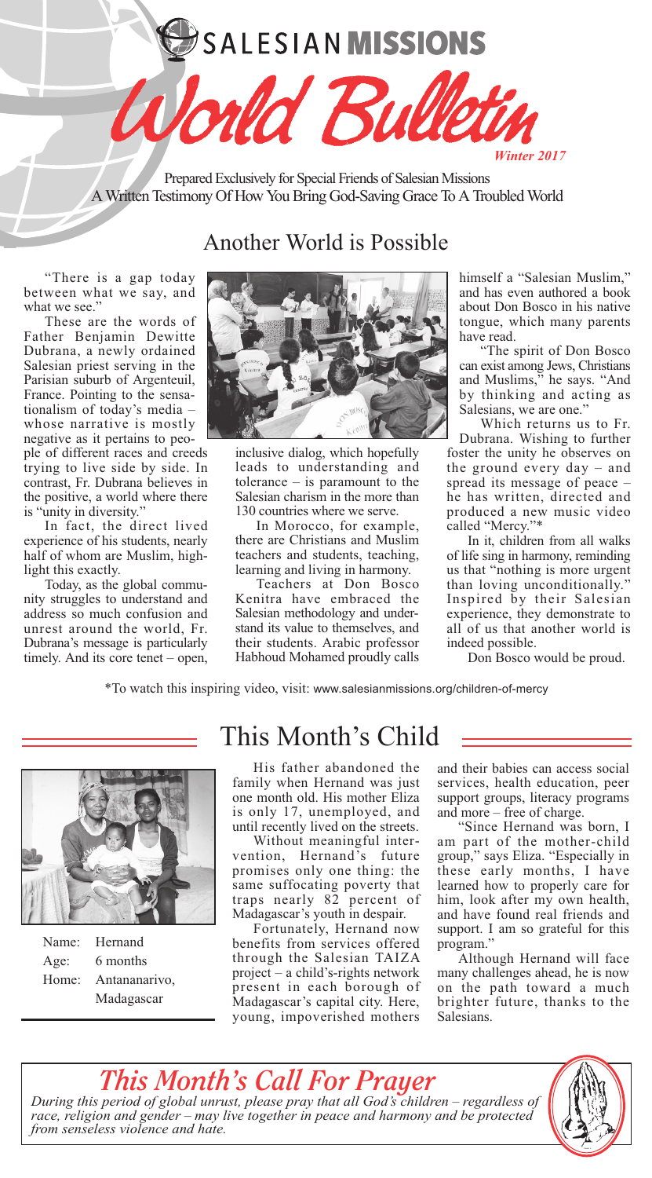# SALESIAN MISSIONS

# World Bulletin

*Winter 2017*

Prepared Exclusively for Special Friends of Salesian Missions
A Written Testimony Of How You Bring God-Saving Grace To A Troubled World

## Another World is Possible

"There is a gap today between what we say, and what we see."

These are the words of Father Benjamin Dewitte Dubrana, a newly ordained Salesian priest serving in the Parisian suburb of Argenteuil, France. Pointing to the sensationalism of today's media – whose narrative is mostly negative as it pertains to people of different races and creeds trying to live side by side. In contrast, Fr. Dubrana believes in the positive, a world where there is "unity in diversity."

In fact, the direct lived experience of his students, nearly half of whom are Muslim, highlight this exactly.

Today, as the global community struggles to understand and address so much confusion and unrest around the world, Fr. Dubrana's message is particularly timely. And its core tenet – open, inclusive dialog, which hopefully leads to understanding and tolerance – is paramount to the Salesian charism in the more than 130 countries where we serve.

In Morocco, for example, there are Christians and Muslim teachers and students, teaching, learning and living in harmony.

Teachers at Don Bosco Kenitra have embraced the Salesian methodology and understand its value to themselves, and their students. Arabic professor Habhoud Mohamed proudly calls himself a "Salesian Muslim," and has even authored a book about Don Bosco in his native tongue, which many parents have read.

"The spirit of Don Bosco can exist among Jews, Christians and Muslims," he says. "And by thinking and acting as Salesians, we are one."

Which returns us to Fr. Dubrana. Wishing to further foster the unity he observes on the ground every day – and spread its message of peace – he has written, directed and produced a new music video called "Mercy."*

In it, children from all walks of life sing in harmony, reminding us that "nothing is more urgent than loving unconditionally." Inspired by their Salesian experience, they demonstrate to all of us that another world is indeed possible.

Don Bosco would be proud.

*To watch this inspiring video, visit: www.salesianmissions.org/children-of-mercy

## This Month's Child

Name: Hernand
Age: 6 months
Home: Antananarivo, Madagascar

His father abandoned the family when Hernand was just one month old. His mother Eliza is only 17, unemployed, and until recently lived on the streets.

Without meaningful intervention, Hernand's future promises only one thing: the same suffocating poverty that traps nearly 82 percent of Madagascar's youth in despair.

Fortunately, Hernand now benefits from services offered through the Salesian TAIZA project – a child's-rights network present in each borough of Madagascar's capital city. Here, young, impoverished mothers and their babies can access social services, health education, peer support groups, literacy programs and more – free of charge.

"Since Hernand was born, I am part of the mother-child group," says Eliza. "Especially in these early months, I have learned how to properly care for him, look after my own health, and have found real friends and support. I am so grateful for this program."

Although Hernand will face many challenges ahead, he is now on the path toward a much brighter future, thanks to the Salesians.

## *This Month's Call For Prayer*

*During this period of global unrust, please pray that all God's children – regardless of race, religion and gender – may live together in peace and harmony and be protected from senseless violence and hate.*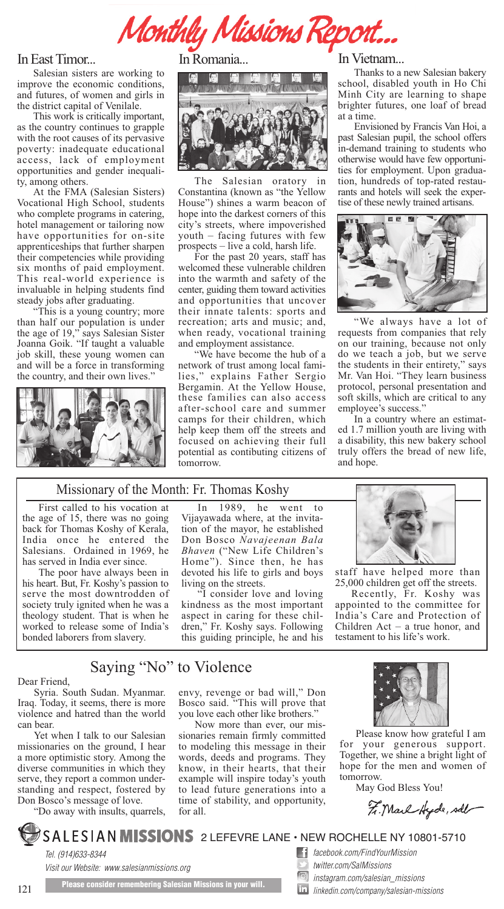# Monthly Missions Report...

## In East Timor...

Salesian sisters are working to improve the economic conditions, and futures, of women and girls in the district capital of Venilale.

This work is critically important, as the country continues to grapple with the root causes of its pervasive poverty: inadequate educational access, lack of employment opportunities and gender inequality, among others.

At the FMA (Salesian Sisters) Vocational High School, students who complete programs in catering, hotel management or tailoring now have opportunities for on-site apprenticeships that further sharpen their competencies while providing six months of paid employment. This real-world experience is invaluable in helping students find steady jobs after graduating.

"This is a young country; more than half our population is under the age of 19," says Salesian Sister Joanna Goik. "If taught a valuable job skill, these young women can and will be a force in transforming the country, and their own lives."

## In Romania...

The Salesian oratory in Constantina (known as "the Yellow House") shines a warm beacon of hope into the darkest corners of this city's streets, where impoverished youth – facing futures with few prospects – live a cold, harsh life.

For the past 20 years, staff has welcomed these vulnerable children into the warmth and safety of the center, guiding them toward activities and opportunities that uncover their innate talents: sports and recreation; arts and music; and, when ready, vocational training and employment assistance.

"We have become the hub of a network of trust among local families," explains Father Sergio Bergamin. At the Yellow House, these families can also access after-school care and summer camps for their children, which help keep them off the streets and focused on achieving their full potential as contibuting citizens of tomorrow.

## In Vietnam...

Thanks to a new Salesian bakery school, disabled youth in Ho Chi Minh City are learning to shape brighter futures, one loaf of bread at a time.

Envisioned by Francis Van Hoi, a past Salesian pupil, the school offers in-demand training to students who otherwise would have few opportunities for employment. Upon graduation, hundreds of top-rated restaurants and hotels will seek the expertise of these newly trained artisans.

"We always have a lot of requests from companies that rely on our training, because not only do we teach a job, but we serve the students in their entirety," says Mr. Van Hoi. "They learn business protocol, personal presentation and soft skills, which are critical to any employee's success."

In a country where an estimated 1.7 million youth are living with a disability, this new bakery school truly offers the bread of new life, and hope.

## Missionary of the Month: Fr. Thomas Koshy

First called to his vocation at the age of 15, there was no going back for Thomas Koshy of Kerala, India once he entered the Salesians. Ordained in 1969, he has served in India ever since.

The poor have always been in his heart. But, Fr. Koshy's passion to serve the most downtrodden of society truly ignited when he was a theology student. That is when he worked to release some of India's bonded laborers from slavery.

In 1989, he went to Vijayawada where, at the invitation of the mayor, he established Don Bosco *Navajeenan Bala Bhaven* ("New Life Children's Home"). Since then, he has devoted his life to girls and boys living on the streets.

"I consider love and loving kindness as the most important aspect in caring for these children," Fr. Koshy says. Following this guiding principle, he and his staff have helped more than 25,000 children get off the streets.

Recently, Fr. Koshy was appointed to the committee for India's Care and Protection of Children Act – a true honor, and testament to his life's work.

## Saying "No" to Violence

Dear Friend,

Syria. South Sudan. Myanmar. Iraq. Today, it seems, there is more violence and hatred than the world can bear.

Yet when I talk to our Salesian missionaries on the ground, I hear a more optimistic story. Among the diverse communities in which they serve, they report a common understanding and respect, fostered by Don Bosco's message of love.

"Do away with insults, quarrels, envy, revenge or bad will," Don Bosco said. "This will prove that you love each other like brothers."

Now more than ever, our missionaries remain firmly committed to modeling this message in their words, deeds and programs. They know, in their hearts, that their example will inspire today's youth to lead future generations into a time of stability, and opportunity, for all.

Please know how grateful I am for your generous support. Together, we shine a bright light of hope for the men and women of tomorrow.

May God Bless You!

Fr. Mark Hyde, sdb

**SALESIAN MISSIONS** 2 LEFEVRE LANE • NEW ROCHELLE NY 10801-5710

*Tel. (914)633-8344*

*Visit our Website: www.salesianmissions.org*

*facebook.com/FindYourMission*
*twitter.com/SalMissions*
*instagram.com/salesian_missions*
*linkedin.com/company/salesian-missions*

**Please consider remembering Salesian Missions in your will.**

121